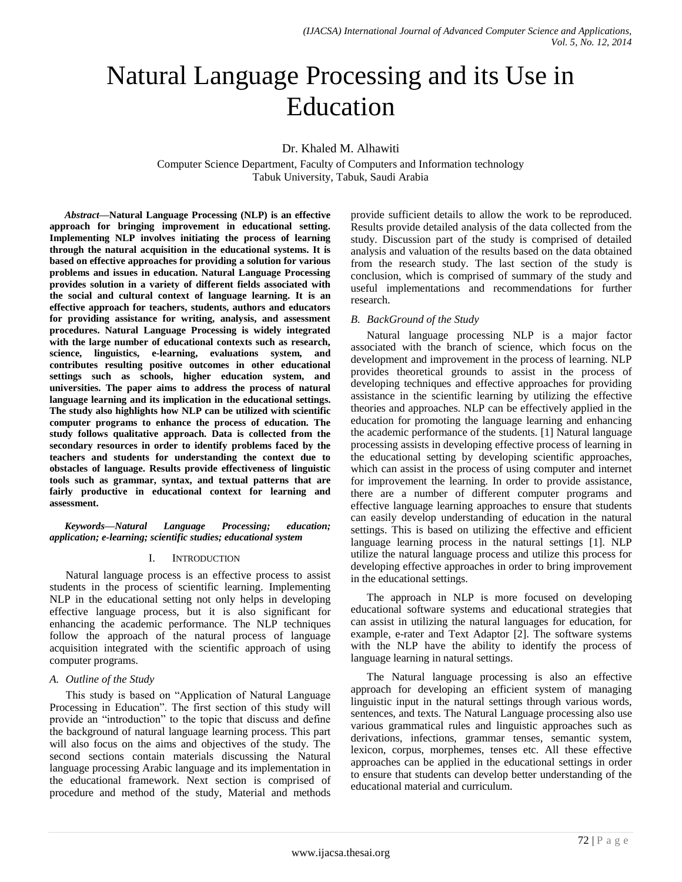# Natural Language Processing and its Use in Education

Dr. Khaled M. Alhawiti

Computer Science Department, Faculty of Computers and Information technology
Tabuk University, Tabuk, Saudi Arabia

***Abstract*—Natural Language Processing (NLP) is an effective approach for bringing improvement in educational setting. Implementing NLP involves initiating the process of learning through the natural acquisition in the educational systems. It is based on effective approaches for providing a solution for various problems and issues in education. Natural Language Processing provides solution in a variety of different fields associated with the social and cultural context of language learning. It is an effective approach for teachers, students, authors and educators for providing assistance for writing, analysis, and assessment procedures. Natural Language Processing is widely integrated with the large number of educational contexts such as research, science, linguistics, e-learning, evaluations system, and contributes resulting positive outcomes in other educational settings such as schools, higher education system, and universities. The paper aims to address the process of natural language learning and its implication in the educational settings. The study also highlights how NLP can be utilized with scientific computer programs to enhance the process of education. The study follows qualitative approach. Data is collected from the secondary resources in order to identify problems faced by the teachers and students for understanding the context due to obstacles of language. Results provide effectiveness of linguistic tools such as grammar, syntax, and textual patterns that are fairly productive in educational context for learning and assessment.**

***Keywords—Natural Language Processing; education; application; e-learning; scientific studies; educational system***

## I. Introduction

Natural language process is an effective process to assist students in the process of scientific learning. Implementing NLP in the educational setting not only helps in developing effective language process, but it is also significant for enhancing the academic performance. The NLP techniques follow the approach of the natural process of language acquisition integrated with the scientific approach of using computer programs.

### *A. Outline of the Study*

This study is based on "Application of Natural Language Processing in Education". The first section of this study will provide an "introduction" to the topic that discuss and define the background of natural language learning process. This part will also focus on the aims and objectives of the study. The second sections contain materials discussing the Natural language processing Arabic language and its implementation in the educational framework. Next section is comprised of procedure and method of the study, Material and methods provide sufficient details to allow the work to be reproduced. Results provide detailed analysis of the data collected from the study. Discussion part of the study is comprised of detailed analysis and valuation of the results based on the data obtained from the research study. The last section of the study is conclusion, which is comprised of summary of the study and useful implementations and recommendations for further research.

### *B. BackGround of the Study*

Natural language processing NLP is a major factor associated with the branch of science, which focus on the development and improvement in the process of learning. NLP provides theoretical grounds to assist in the process of developing techniques and effective approaches for providing assistance in the scientific learning by utilizing the effective theories and approaches. NLP can be effectively applied in the education for promoting the language learning and enhancing the academic performance of the students. [1] Natural language processing assists in developing effective process of learning in the educational setting by developing scientific approaches, which can assist in the process of using computer and internet for improvement the learning. In order to provide assistance, there are a number of different computer programs and effective language learning approaches to ensure that students can easily develop understanding of education in the natural settings. This is based on utilizing the effective and efficient language learning process in the natural settings [1]. NLP utilize the natural language process and utilize this process for developing effective approaches in order to bring improvement in the educational settings.

The approach in NLP is more focused on developing educational software systems and educational strategies that can assist in utilizing the natural languages for education, for example, e-rater and Text Adaptor [2]. The software systems with the NLP have the ability to identify the process of language learning in natural settings.

The Natural language processing is also an effective approach for developing an efficient system of managing linguistic input in the natural settings through various words, sentences, and texts. The Natural Language processing also use various grammatical rules and linguistic approaches such as derivations, infections, grammar tenses, semantic system, lexicon, corpus, morphemes, tenses etc. All these effective approaches can be applied in the educational settings in order to ensure that students can develop better understanding of the educational material and curriculum.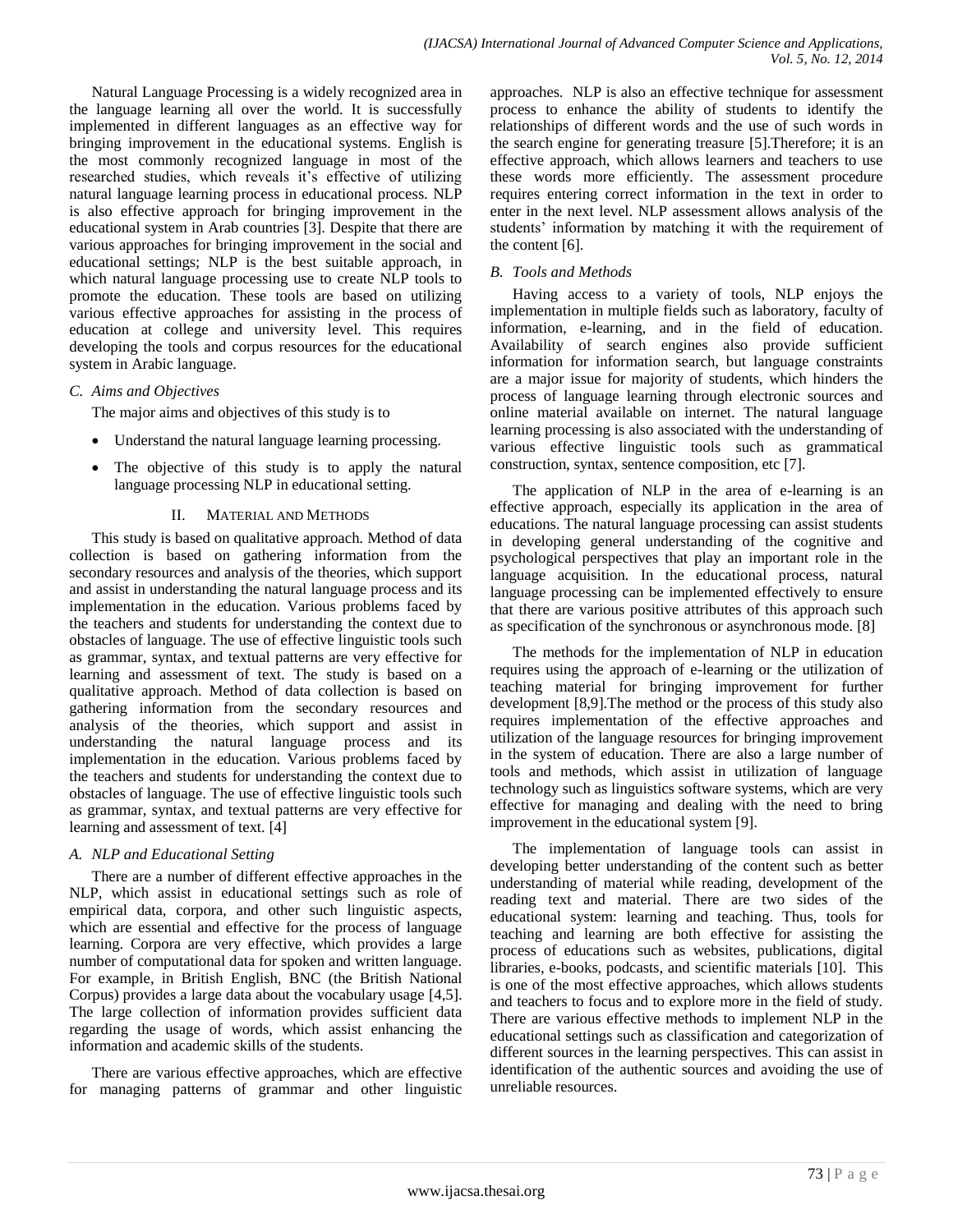Natural Language Processing is a widely recognized area in the language learning all over the world. It is successfully implemented in different languages as an effective way for bringing improvement in the educational systems. English is the most commonly recognized language in most of the researched studies, which reveals it's effective of utilizing natural language learning process in educational process. NLP is also effective approach for bringing improvement in the educational system in Arab countries [3]. Despite that there are various approaches for bringing improvement in the social and educational settings; NLP is the best suitable approach, in which natural language processing use to create NLP tools to promote the education. These tools are based on utilizing various effective approaches for assisting in the process of education at college and university level. This requires developing the tools and corpus resources for the educational system in Arabic language.

### C. Aims and Objectives

The major aims and objectives of this study is to

- Understand the natural language learning processing.
- The objective of this study is to apply the natural language processing NLP in educational setting.

## II. Material and Methods

This study is based on qualitative approach. Method of data collection is based on gathering information from the secondary resources and analysis of the theories, which support and assist in understanding the natural language process and its implementation in the education. Various problems faced by the teachers and students for understanding the context due to obstacles of language. The use of effective linguistic tools such as grammar, syntax, and textual patterns are very effective for learning and assessment of text. The study is based on a qualitative approach. Method of data collection is based on gathering information from the secondary resources and analysis of the theories, which support and assist in understanding the natural language process and its implementation in the education. Various problems faced by the teachers and students for understanding the context due to obstacles of language. The use of effective linguistic tools such as grammar, syntax, and textual patterns are very effective for learning and assessment of text. [4]

### A. NLP and Educational Setting

There are a number of different effective approaches in the NLP, which assist in educational settings such as role of empirical data, corpora, and other such linguistic aspects, which are essential and effective for the process of language learning. Corpora are very effective, which provides a large number of computational data for spoken and written language. For example, in British English, BNC (the British National Corpus) provides a large data about the vocabulary usage [4,5]. The large collection of information provides sufficient data regarding the usage of words, which assist enhancing the information and academic skills of the students.

There are various effective approaches, which are effective for managing patterns of grammar and other linguistic approaches. NLP is also an effective technique for assessment process to enhance the ability of students to identify the relationships of different words and the use of such words in the search engine for generating treasure [5].Therefore; it is an effective approach, which allows learners and teachers to use these words more efficiently. The assessment procedure requires entering correct information in the text in order to enter in the next level. NLP assessment allows analysis of the students' information by matching it with the requirement of the content [6].

### B. Tools and Methods

Having access to a variety of tools, NLP enjoys the implementation in multiple fields such as laboratory, faculty of information, e-learning, and in the field of education. Availability of search engines also provide sufficient information for information search, but language constraints are a major issue for majority of students, which hinders the process of language learning through electronic sources and online material available on internet. The natural language learning processing is also associated with the understanding of various effective linguistic tools such as grammatical construction, syntax, sentence composition, etc [7].

The application of NLP in the area of e-learning is an effective approach, especially its application in the area of educations. The natural language processing can assist students in developing general understanding of the cognitive and psychological perspectives that play an important role in the language acquisition. In the educational process, natural language processing can be implemented effectively to ensure that there are various positive attributes of this approach such as specification of the synchronous or asynchronous mode. [8]

The methods for the implementation of NLP in education requires using the approach of e-learning or the utilization of teaching material for bringing improvement for further development [8,9].The method or the process of this study also requires implementation of the effective approaches and utilization of the language resources for bringing improvement in the system of education. There are also a large number of tools and methods, which assist in utilization of language technology such as linguistics software systems, which are very effective for managing and dealing with the need to bring improvement in the educational system [9].

The implementation of language tools can assist in developing better understanding of the content such as better understanding of material while reading, development of the reading text and material. There are two sides of the educational system: learning and teaching. Thus, tools for teaching and learning are both effective for assisting the process of educations such as websites, publications, digital libraries, e-books, podcasts, and scientific materials [10]. This is one of the most effective approaches, which allows students and teachers to focus and to explore more in the field of study. There are various effective methods to implement NLP in the educational settings such as classification and categorization of different sources in the learning perspectives. This can assist in identification of the authentic sources and avoiding the use of unreliable resources.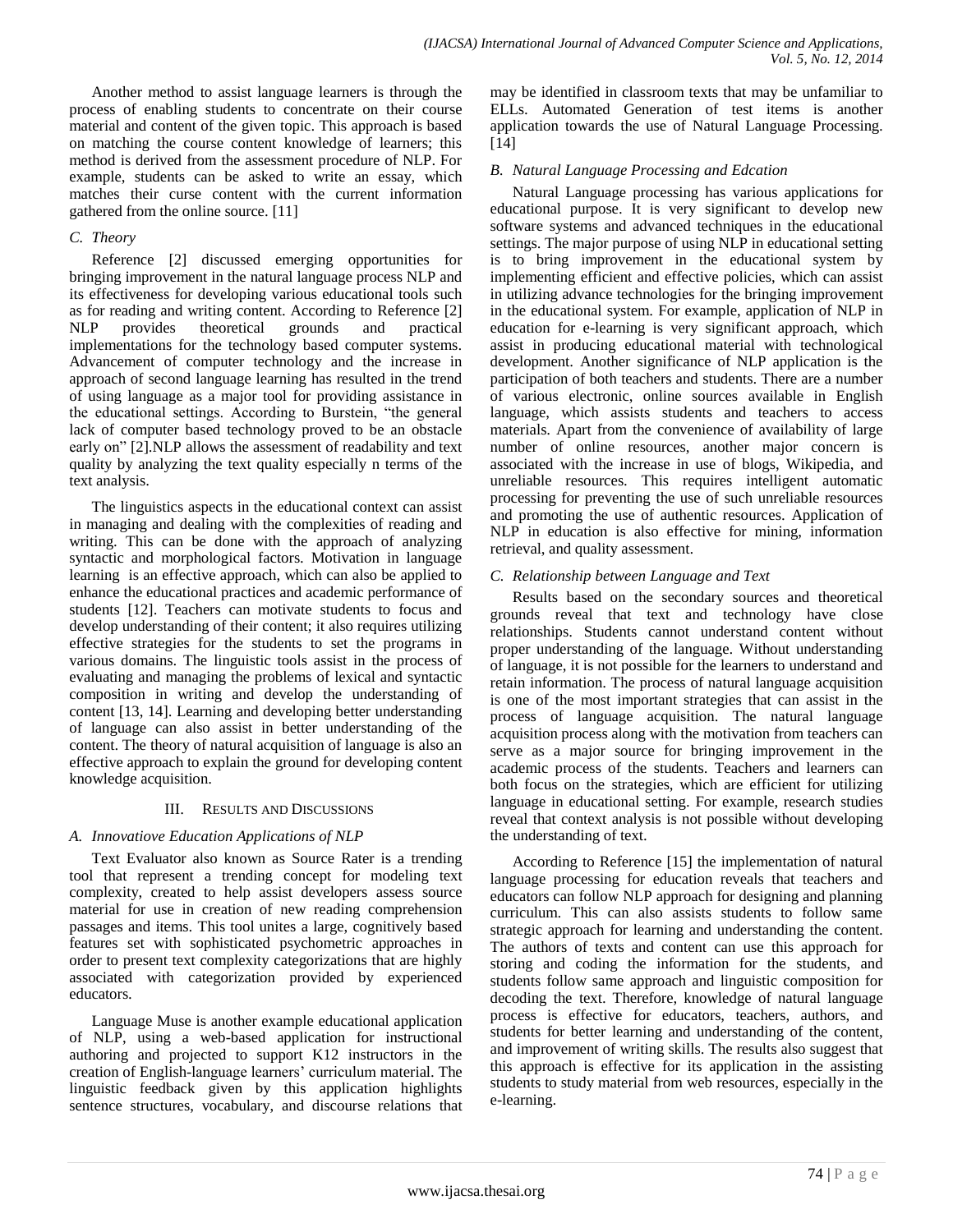Another method to assist language learners is through the process of enabling students to concentrate on their course material and content of the given topic. This approach is based on matching the course content knowledge of learners; this method is derived from the assessment procedure of NLP. For example, students can be asked to write an essay, which matches their curse content with the current information gathered from the online source. [11]

### *C. Theory*

Reference [2] discussed emerging opportunities for bringing improvement in the natural language process NLP and its effectiveness for developing various educational tools such as for reading and writing content. According to Reference [2] NLP provides theoretical grounds and practical implementations for the technology based computer systems. Advancement of computer technology and the increase in approach of second language learning has resulted in the trend of using language as a major tool for providing assistance in the educational settings. According to Burstein, "the general lack of computer based technology proved to be an obstacle early on" [2].NLP allows the assessment of readability and text quality by analyzing the text quality especially n terms of the text analysis.

The linguistics aspects in the educational context can assist in managing and dealing with the complexities of reading and writing. This can be done with the approach of analyzing syntactic and morphological factors. Motivation in language learning is an effective approach, which can also be applied to enhance the educational practices and academic performance of students [12]. Teachers can motivate students to focus and develop understanding of their content; it also requires utilizing effective strategies for the students to set the programs in various domains. The linguistic tools assist in the process of evaluating and managing the problems of lexical and syntactic composition in writing and develop the understanding of content [13, 14]. Learning and developing better understanding of language can also assist in better understanding of the content. The theory of natural acquisition of language is also an effective approach to explain the ground for developing content knowledge acquisition.

## III. Results and Discussions

### *A. Innovatiove Education Applications of NLP*

Text Evaluator also known as Source Rater is a trending tool that represent a trending concept for modeling text complexity, created to help assist developers assess source material for use in creation of new reading comprehension passages and items. This tool unites a large, cognitively based features set with sophisticated psychometric approaches in order to present text complexity categorizations that are highly associated with categorization provided by experienced educators.

Language Muse is another example educational application of NLP, using a web-based application for instructional authoring and projected to support K12 instructors in the creation of English-language learners' curriculum material. The linguistic feedback given by this application highlights sentence structures, vocabulary, and discourse relations that may be identified in classroom texts that may be unfamiliar to ELLs. Automated Generation of test items is another application towards the use of Natural Language Processing. [14]

### *B. Natural Language Processing and Edcation*

Natural Language processing has various applications for educational purpose. It is very significant to develop new software systems and advanced techniques in the educational settings. The major purpose of using NLP in educational setting is to bring improvement in the educational system by implementing efficient and effective policies, which can assist in utilizing advance technologies for the bringing improvement in the educational system. For example, application of NLP in education for e-learning is very significant approach, which assist in producing educational material with technological development. Another significance of NLP application is the participation of both teachers and students. There are a number of various electronic, online sources available in English language, which assists students and teachers to access materials. Apart from the convenience of availability of large number of online resources, another major concern is associated with the increase in use of blogs, Wikipedia, and unreliable resources. This requires intelligent automatic processing for preventing the use of such unreliable resources and promoting the use of authentic resources. Application of NLP in education is also effective for mining, information retrieval, and quality assessment.

### *C. Relationship between Language and Text*

Results based on the secondary sources and theoretical grounds reveal that text and technology have close relationships. Students cannot understand content without proper understanding of the language. Without understanding of language, it is not possible for the learners to understand and retain information. The process of natural language acquisition is one of the most important strategies that can assist in the process of language acquisition. The natural language acquisition process along with the motivation from teachers can serve as a major source for bringing improvement in the academic process of the students. Teachers and learners can both focus on the strategies, which are efficient for utilizing language in educational setting. For example, research studies reveal that context analysis is not possible without developing the understanding of text.

According to Reference [15] the implementation of natural language processing for education reveals that teachers and educators can follow NLP approach for designing and planning curriculum. This can also assists students to follow same strategic approach for learning and understanding the content. The authors of texts and content can use this approach for storing and coding the information for the students, and students follow same approach and linguistic composition for decoding the text. Therefore, knowledge of natural language process is effective for educators, teachers, authors, and students for better learning and understanding of the content, and improvement of writing skills. The results also suggest that this approach is effective for its application in the assisting students to study material from web resources, especially in the e-learning.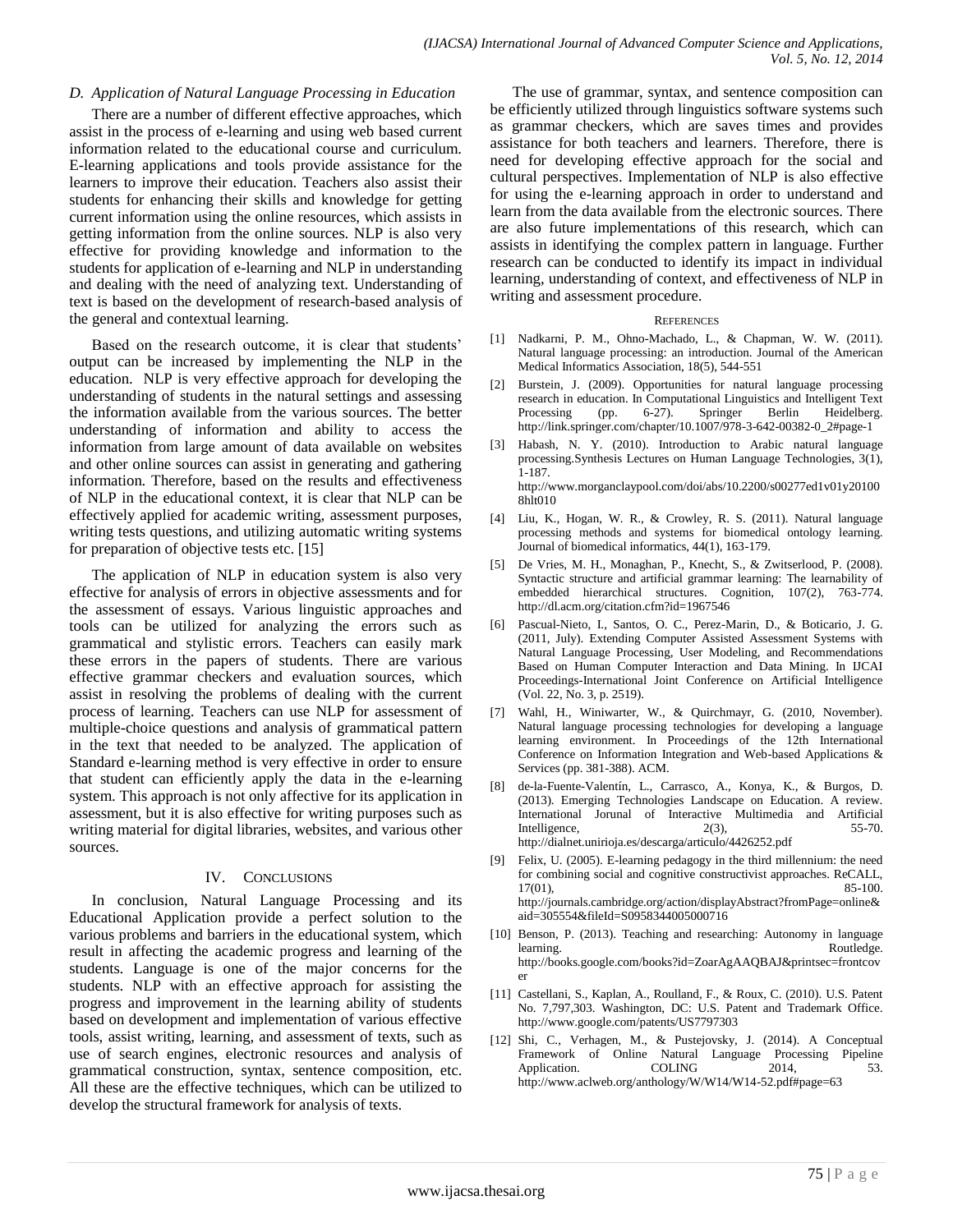### D. Application of Natural Language Processing in Education

There are a number of different effective approaches, which assist in the process of e-learning and using web based current information related to the educational course and curriculum. E-learning applications and tools provide assistance for the learners to improve their education. Teachers also assist their students for enhancing their skills and knowledge for getting current information using the online resources, which assists in getting information from the online sources. NLP is also very effective for providing knowledge and information to the students for application of e-learning and NLP in understanding and dealing with the need of analyzing text. Understanding of text is based on the development of research-based analysis of the general and contextual learning.

Based on the research outcome, it is clear that students' output can be increased by implementing the NLP in the education. NLP is very effective approach for developing the understanding of students in the natural settings and assessing the information available from the various sources. The better understanding of information and ability to access the information from large amount of data available on websites and other online sources can assist in generating and gathering information. Therefore, based on the results and effectiveness of NLP in the educational context, it is clear that NLP can be effectively applied for academic writing, assessment purposes, writing tests questions, and utilizing automatic writing systems for preparation of objective tests etc. [15]

The application of NLP in education system is also very effective for analysis of errors in objective assessments and for the assessment of essays. Various linguistic approaches and tools can be utilized for analyzing the errors such as grammatical and stylistic errors. Teachers can easily mark these errors in the papers of students. There are various effective grammar checkers and evaluation sources, which assist in resolving the problems of dealing with the current process of learning. Teachers can use NLP for assessment of multiple-choice questions and analysis of grammatical pattern in the text that needed to be analyzed. The application of Standard e-learning method is very effective in order to ensure that student can efficiently apply the data in the e-learning system. This approach is not only affective for its application in assessment, but it is also effective for writing purposes such as writing material for digital libraries, websites, and various other sources.

## IV. Conclusions

In conclusion, Natural Language Processing and its Educational Application provide a perfect solution to the various problems and barriers in the educational system, which result in affecting the academic progress and learning of the students. Language is one of the major concerns for the students. NLP with an effective approach for assisting the progress and improvement in the learning ability of students based on development and implementation of various effective tools, assist writing, learning, and assessment of texts, such as use of search engines, electronic resources and analysis of grammatical construction, syntax, sentence composition, etc. All these are the effective techniques, which can be utilized to develop the structural framework for analysis of texts.

The use of grammar, syntax, and sentence composition can be efficiently utilized through linguistics software systems such as grammar checkers, which are saves times and provides assistance for both teachers and learners. Therefore, there is need for developing effective approach for the social and cultural perspectives. Implementation of NLP is also effective for using the e-learning approach in order to understand and learn from the data available from the electronic sources. There are also future implementations of this research, which can assists in identifying the complex pattern in language. Further research can be conducted to identify its impact in individual learning, understanding of context, and effectiveness of NLP in writing and assessment procedure.

## References

[1] Nadkarni, P. M., Ohno-Machado, L., & Chapman, W. W. (2011). Natural language processing: an introduction. Journal of the American Medical Informatics Association, 18(5), 544-551

[2] Burstein, J. (2009). Opportunities for natural language processing research in education. In Computational Linguistics and Intelligent Text Processing (pp. 6-27). Springer Berlin Heidelberg. http://link.springer.com/chapter/10.1007/978-3-642-00382-0_2#page-1

[3] Habash, N. Y. (2010). Introduction to Arabic natural language processing.Synthesis Lectures on Human Language Technologies, 3(1), 1-187. http://www.morganclaypool.com/doi/abs/10.2200/s00277ed1v01y201008hlt010

[4] Liu, K., Hogan, W. R., & Crowley, R. S. (2011). Natural language processing methods and systems for biomedical ontology learning. Journal of biomedical informatics, 44(1), 163-179.

[5] De Vries, M. H., Monaghan, P., Knecht, S., & Zwitserlood, P. (2008). Syntactic structure and artificial grammar learning: The learnability of embedded hierarchical structures. Cognition, 107(2), 763-774. http://dl.acm.org/citation.cfm?id=1967546

[6] Pascual-Nieto, I., Santos, O. C., Perez-Marin, D., & Boticario, J. G. (2011, July). Extending Computer Assisted Assessment Systems with Natural Language Processing, User Modeling, and Recommendations Based on Human Computer Interaction and Data Mining. In IJCAI Proceedings-International Joint Conference on Artificial Intelligence (Vol. 22, No. 3, p. 2519).

[7] Wahl, H., Winiwarter, W., & Quirchmayr, G. (2010, November). Natural language processing technologies for developing a language learning environment. In Proceedings of the 12th International Conference on Information Integration and Web-based Applications & Services (pp. 381-388). ACM.

[8] de-la-Fuente-Valentín, L., Carrasco, A., Konya, K., & Burgos, D. (2013). Emerging Technologies Landscape on Education. A review. International Jorunal of Interactive Multimedia and Artificial Intelligence, 2(3), 55-70. http://dialnet.unirioja.es/descarga/articulo/4426252.pdf

[9] Felix, U. (2005). E-learning pedagogy in the third millennium: the need for combining social and cognitive constructivist approaches. ReCALL, 17(01), 85-100. http://journals.cambridge.org/action/displayAbstract?fromPage=online&aid=305554&fileId=S0958344005000716

[10] Benson, P. (2013). Teaching and researching: Autonomy in language learning. Routledge. http://books.google.com/books?id=ZoarAgAAQBAJ&printsec=frontcover

[11] Castellani, S., Kaplan, A., Roulland, F., & Roux, C. (2010). U.S. Patent No. 7,797,303. Washington, DC: U.S. Patent and Trademark Office. http://www.google.com/patents/US7797303

[12] Shi, C., Verhagen, M., & Pustejovsky, J. (2014). A Conceptual Framework of Online Natural Language Processing Pipeline Application. COLING 2014, 53. http://www.aclweb.org/anthology/W/W14/W14-52.pdf#page=63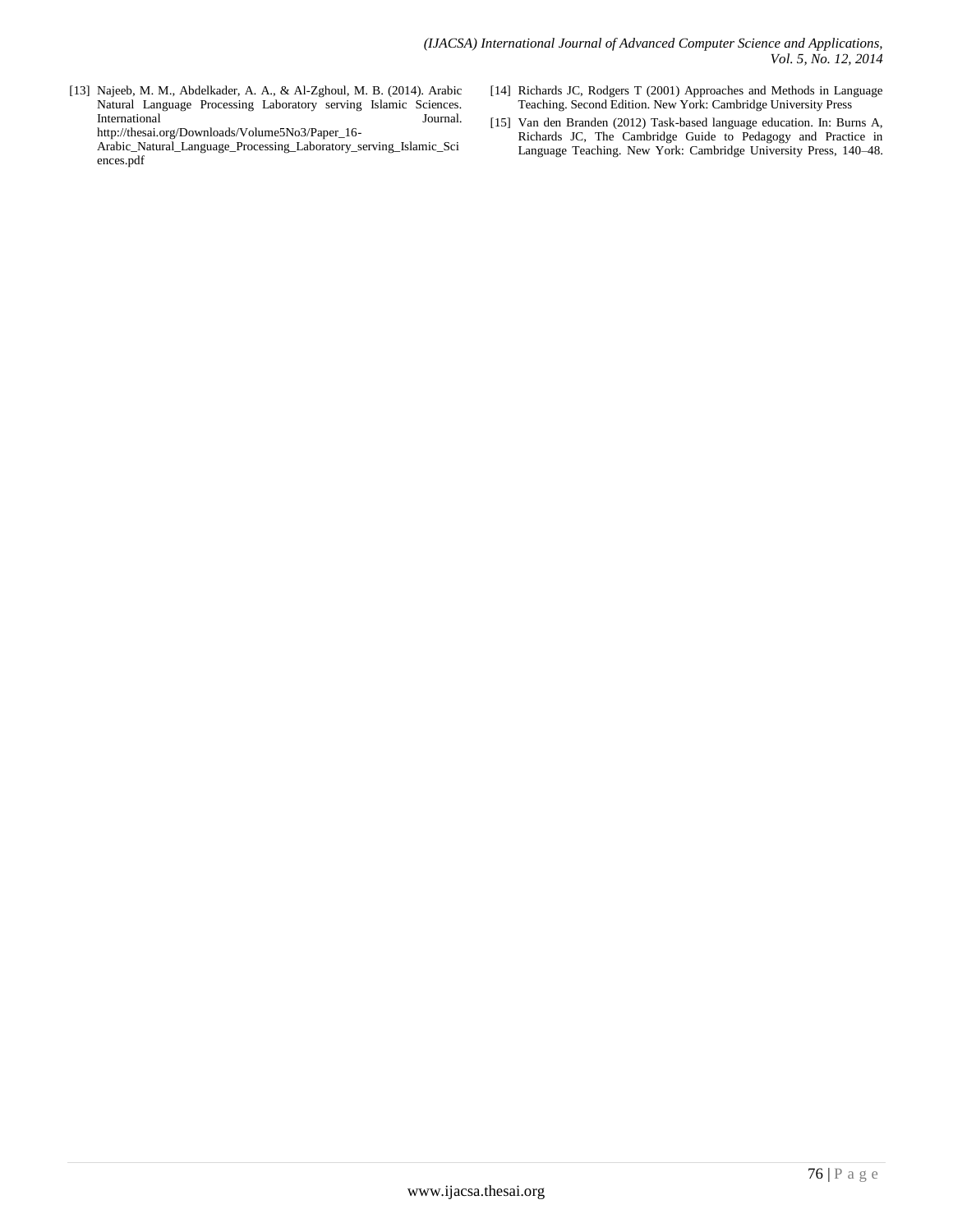[13] Najeeb, M. M., Abdelkader, A. A., & Al-Zghoul, M. B. (2014). Arabic Natural Language Processing Laboratory serving Islamic Sciences. International Journal. http://thesai.org/Downloads/Volume5No3/Paper_16-Arabic_Natural_Language_Processing_Laboratory_serving_Islamic_Sciences.pdf

[14] Richards JC, Rodgers T (2001) Approaches and Methods in Language Teaching. Second Edition. New York: Cambridge University Press

[15] Van den Branden (2012) Task-based language education. In: Burns A, Richards JC, The Cambridge Guide to Pedagogy and Practice in Language Teaching. New York: Cambridge University Press, 140–48.